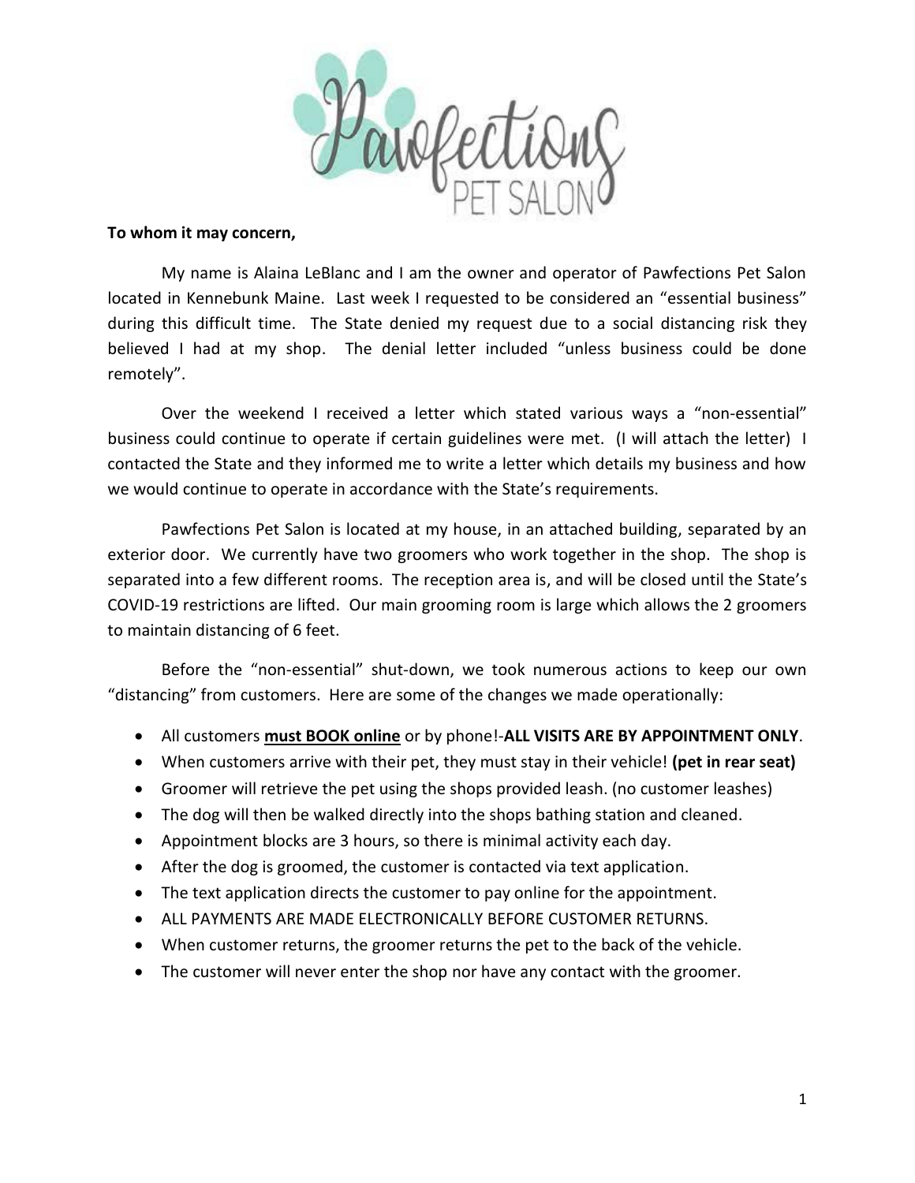Pawfections PET SALON

**To whom it may concern,**

My name is Alaina LeBlanc and I am the owner and operator of Pawfections Pet Salon located in Kennebunk Maine. Last week I requested to be considered an "essential business" during this difficult time. The State denied my request due to a social distancing risk they believed I had at my shop. The denial letter included "unless business could be done remotely".

Over the weekend I received a letter which stated various ways a "non-essential" business could continue to operate if certain guidelines were met. (I will attach the letter) I contacted the State and they informed me to write a letter which details my business and how we would continue to operate in accordance with the State's requirements.

Pawfections Pet Salon is located at my house, in an attached building, separated by an exterior door. We currently have two groomers who work together in the shop. The shop is separated into a few different rooms. The reception area is, and will be closed until the State's COVID-19 restrictions are lifted. Our main grooming room is large which allows the 2 groomers to maintain distancing of 6 feet.

Before the "non-essential" shut-down, we took numerous actions to keep our own "distancing" from customers. Here are some of the changes we made operationally:

- All customers **must BOOK online** or by phone!-**ALL VISITS ARE BY APPOINTMENT ONLY**.
- When customers arrive with their pet, they must stay in their vehicle! **(pet in rear seat)**
- Groomer will retrieve the pet using the shops provided leash. (no customer leashes)
- The dog will then be walked directly into the shops bathing station and cleaned.
- Appointment blocks are 3 hours, so there is minimal activity each day.
- After the dog is groomed, the customer is contacted via text application.
- The text application directs the customer to pay online for the appointment.
- ALL PAYMENTS ARE MADE ELECTRONICALLY BEFORE CUSTOMER RETURNS.
- When customer returns, the groomer returns the pet to the back of the vehicle.
- The customer will never enter the shop nor have any contact with the groomer.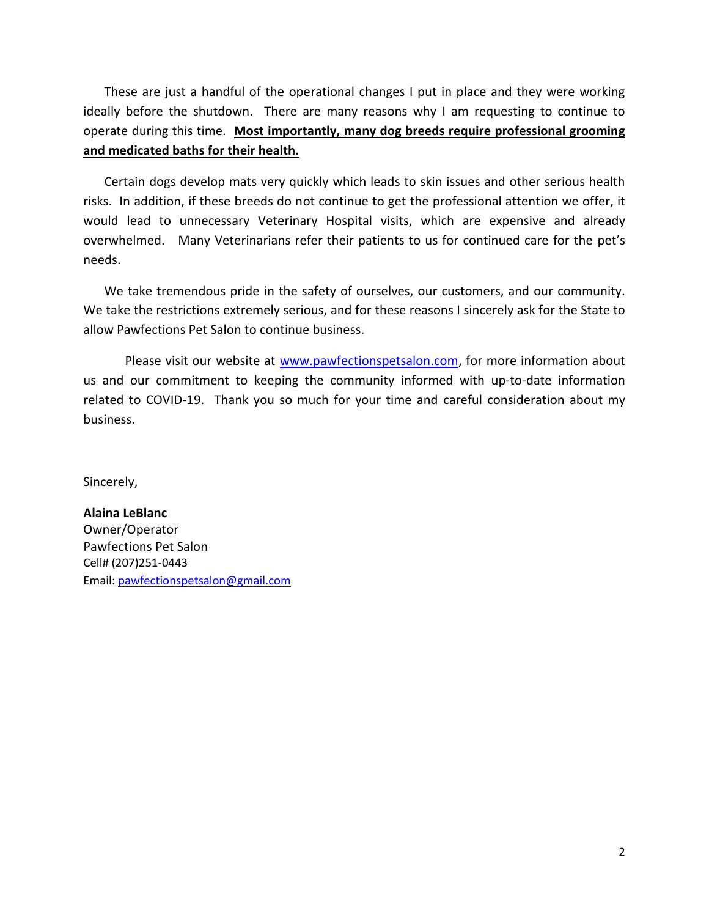These are just a handful of the operational changes I put in place and they were working ideally before the shutdown. There are many reasons why I am requesting to continue to operate during this time. **Most importantly, many dog breeds require professional grooming and medicated baths for their health.**

Certain dogs develop mats very quickly which leads to skin issues and other serious health risks. In addition, if these breeds do not continue to get the professional attention we offer, it would lead to unnecessary Veterinary Hospital visits, which are expensive and already overwhelmed. Many Veterinarians refer their patients to us for continued care for the pet's needs.

We take tremendous pride in the safety of ourselves, our customers, and our community. We take the restrictions extremely serious, and for these reasons I sincerely ask for the State to allow Pawfections Pet Salon to continue business.

Please visit our website at www.pawfectionspetsalon.com, for more information about us and our commitment to keeping the community informed with up-to-date information related to COVID-19. Thank you so much for your time and careful consideration about my business.

Sincerely,

**Alaina LeBlanc**
Owner/Operator
Pawfections Pet Salon
Cell# (207)251-0443
Email: pawfectionspetsalon@gmail.com